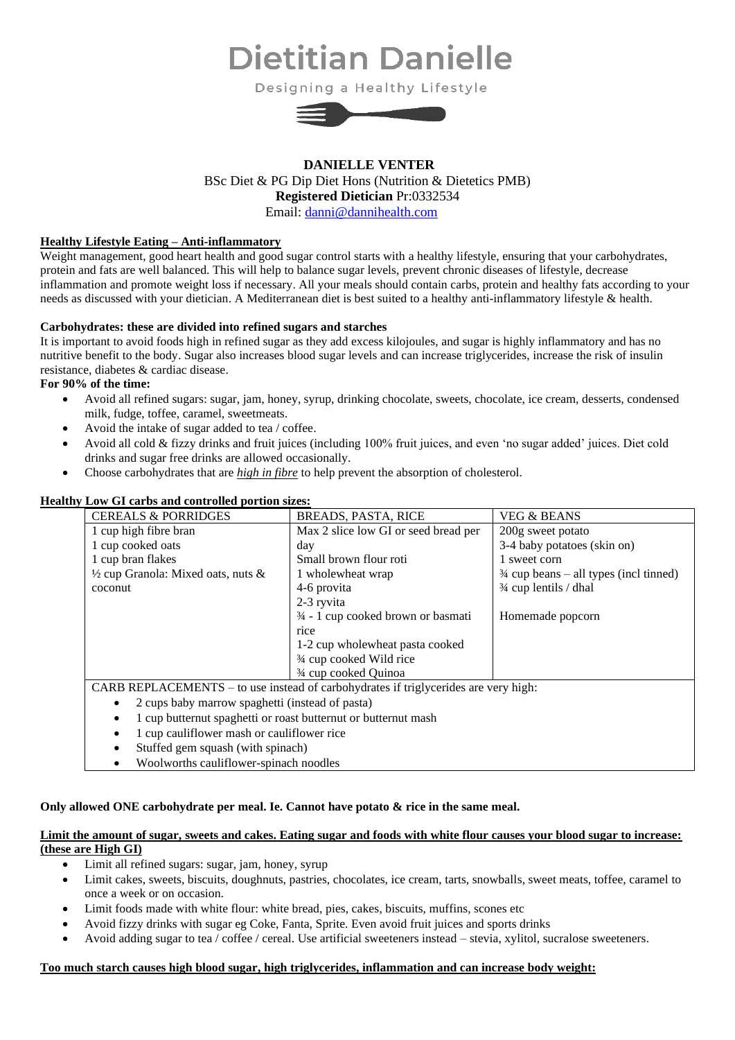# Dietitian Danielle

Designing a Healthy Lifestyle

**DANIELLE VENTER**
BSc Diet & PG Dip Diet Hons (Nutrition & Dietetics PMB)
**Registered Dietician** Pr:0332534
Email: danni@dannihealth.com

**Healthy Lifestyle Eating – Anti-inflammatory**

Weight management, good heart health and good sugar control starts with a healthy lifestyle, ensuring that your carbohydrates, protein and fats are well balanced. This will help to balance sugar levels, prevent chronic diseases of lifestyle, decrease inflammation and promote weight loss if necessary. All your meals should contain carbs, protein and healthy fats according to your needs as discussed with your dietician. A Mediterranean diet is best suited to a healthy anti-inflammatory lifestyle & health.

**Carbohydrates: these are divided into refined sugars and starches**

It is important to avoid foods high in refined sugar as they add excess kilojoules, and sugar is highly inflammatory and has no nutritive benefit to the body. Sugar also increases blood sugar levels and can increase triglycerides, increase the risk of insulin resistance, diabetes & cardiac disease.

**For 90% of the time:**

- Avoid all refined sugars: sugar, jam, honey, syrup, drinking chocolate, sweets, chocolate, ice cream, desserts, condensed milk, fudge, toffee, caramel, sweetmeats.
- Avoid the intake of sugar added to tea / coffee.
- Avoid all cold & fizzy drinks and fruit juices (including 100% fruit juices, and even 'no sugar added' juices. Diet cold drinks and sugar free drinks are allowed occasionally.
- Choose carbohydrates that are ***high in fibre*** to help prevent the absorption of cholesterol.

**Healthy Low GI carbs and controlled portion sizes:**

| CEREALS & PORRIDGES | BREADS, PASTA, RICE | VEG & BEANS |
|---|---|---|
| 1 cup high fibre bran<br>1 cup cooked oats<br>1 cup bran flakes<br>½ cup Granola: Mixed oats, nuts & coconut | Max 2 slice low GI or seed bread per day<br>Small brown flour roti<br>1 wholewheat wrap<br>4-6 provita<br>2-3 ryvita<br>¾ - 1 cup cooked brown or basmati rice<br>1-2 cup wholewheat pasta cooked<br>¾ cup cooked Wild rice<br>¾ cup cooked Quinoa | 200g sweet potato<br>3-4 baby potatoes (skin on)<br>1 sweet corn<br>¾ cup beans – all types (incl tinned)<br>¾ cup lentils / dhal<br><br>Homemade popcorn |
| CARB REPLACEMENTS – to use instead of carbohydrates if triglycerides are very high:<br>• 2 cups baby marrow spaghetti (instead of pasta)<br>• 1 cup butternut spaghetti or roast butternut or butternut mash<br>• 1 cup cauliflower mash or cauliflower rice<br>• Stuffed gem squash (with spinach)<br>• Woolworths cauliflower-spinach noodles | | |

**Only allowed ONE carbohydrate per meal. Ie. Cannot have potato & rice in the same meal.**

**Limit the amount of sugar, sweets and cakes. Eating sugar and foods with white flour causes your blood sugar to increase: (these are High GI)**

- Limit all refined sugars: sugar, jam, honey, syrup
- Limit cakes, sweets, biscuits, doughnuts, pastries, chocolates, ice cream, tarts, snowballs, sweet meats, toffee, caramel to once a week or on occasion.
- Limit foods made with white flour: white bread, pies, cakes, biscuits, muffins, scones etc
- Avoid fizzy drinks with sugar eg Coke, Fanta, Sprite. Even avoid fruit juices and sports drinks
- Avoid adding sugar to tea / coffee / cereal. Use artificial sweeteners instead – stevia, xylitol, sucralose sweeteners.

**Too much starch causes high blood sugar, high triglycerides, inflammation and can increase body weight:**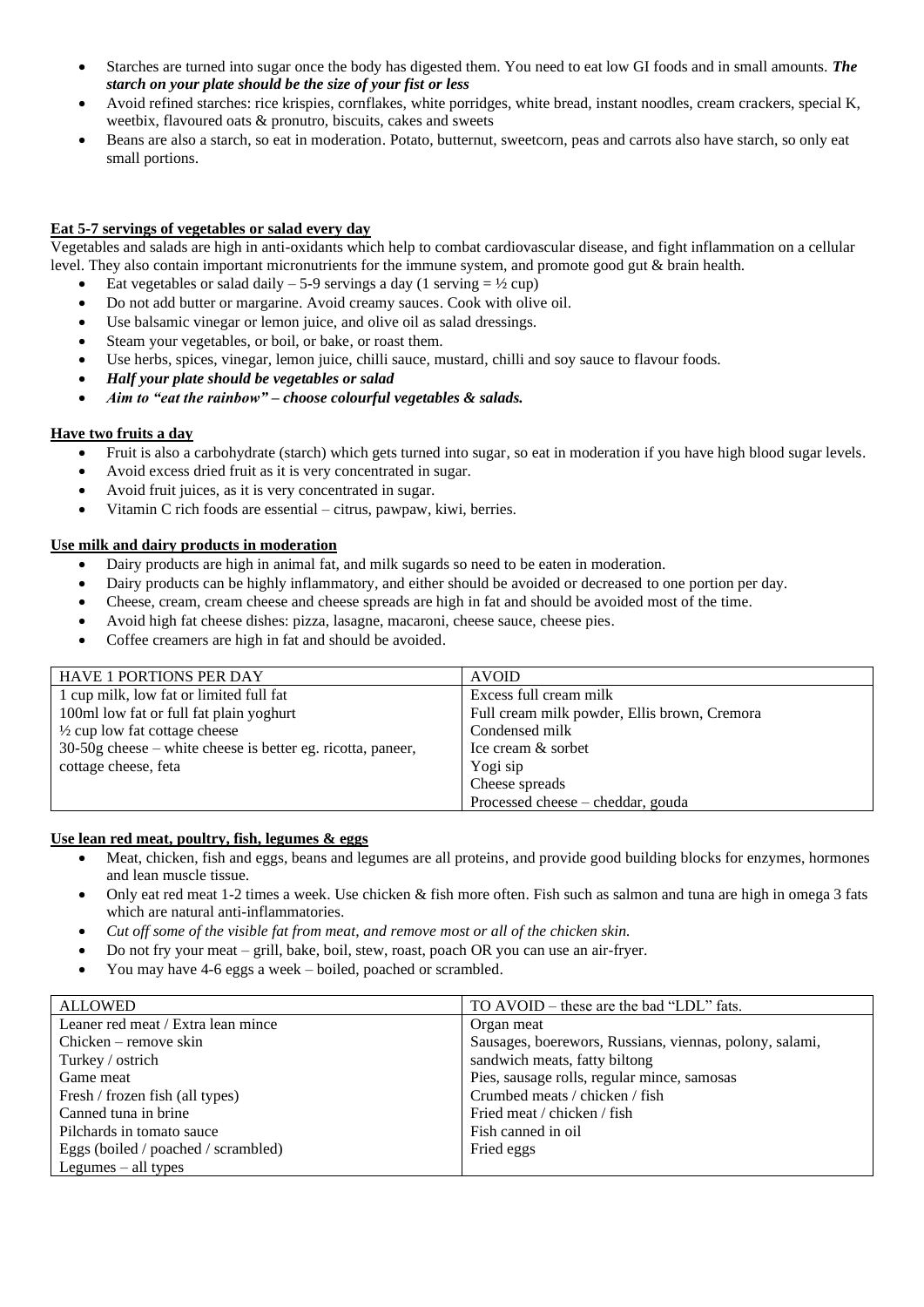- Starches are turned into sugar once the body has digested them. You need to eat low GI foods and in small amounts. ***The starch on your plate should be the size of your fist or less***
- Avoid refined starches: rice krispies, cornflakes, white porridges, white bread, instant noodles, cream crackers, special K, weetbix, flavoured oats & pronutro, biscuits, cakes and sweets
- Beans are also a starch, so eat in moderation. Potato, butternut, sweetcorn, peas and carrots also have starch, so only eat small portions.

**Eat 5-7 servings of vegetables or salad every day**

Vegetables and salads are high in anti-oxidants which help to combat cardiovascular disease, and fight inflammation on a cellular level. They also contain important micronutrients for the immune system, and promote good gut & brain health.

- Eat vegetables or salad daily – 5-9 servings a day (1 serving = ½ cup)
- Do not add butter or margarine. Avoid creamy sauces. Cook with olive oil.
- Use balsamic vinegar or lemon juice, and olive oil as salad dressings.
- Steam your vegetables, or boil, or bake, or roast them.
- Use herbs, spices, vinegar, lemon juice, chilli sauce, mustard, chilli and soy sauce to flavour foods.
- ***Half your plate should be vegetables or salad***
- ***Aim to "eat the rainbow" – choose colourful vegetables & salads.***

**Have two fruits a day**

- Fruit is also a carbohydrate (starch) which gets turned into sugar, so eat in moderation if you have high blood sugar levels.
- Avoid excess dried fruit as it is very concentrated in sugar.
- Avoid fruit juices, as it is very concentrated in sugar.
- Vitamin C rich foods are essential – citrus, pawpaw, kiwi, berries.

**Use milk and dairy products in moderation**

- Dairy products are high in animal fat, and milk sugards so need to be eaten in moderation.
- Dairy products can be highly inflammatory, and either should be avoided or decreased to one portion per day.
- Cheese, cream, cream cheese and cheese spreads are high in fat and should be avoided most of the time.
- Avoid high fat cheese dishes: pizza, lasagne, macaroni, cheese sauce, cheese pies.
- Coffee creamers are high in fat and should be avoided.

| HAVE 1 PORTIONS PER DAY | AVOID |
|---|---|
| 1 cup milk, low fat or limited full fat | Excess full cream milk |
| 100ml low fat or full fat plain yoghurt | Full cream milk powder, Ellis brown, Cremora |
| ½ cup low fat cottage cheese | Condensed milk |
| 30-50g cheese – white cheese is better eg. ricotta, paneer, cottage cheese, feta | Ice cream & sorbet |
| | Yogi sip |
| | Cheese spreads |
| | Processed cheese – cheddar, gouda |

**Use lean red meat, poultry, fish, legumes & eggs**

- Meat, chicken, fish and eggs, beans and legumes are all proteins, and provide good building blocks for enzymes, hormones and lean muscle tissue.
- Only eat red meat 1-2 times a week. Use chicken & fish more often. Fish such as salmon and tuna are high in omega 3 fats which are natural anti-inflammatories.
- *Cut off some of the visible fat from meat, and remove most or all of the chicken skin.*
- Do not fry your meat – grill, bake, boil, stew, roast, poach OR you can use an air-fryer.
- You may have 4-6 eggs a week – boiled, poached or scrambled.

| ALLOWED | TO AVOID – these are the bad "LDL" fats. |
|---|---|
| Leaner red meat / Extra lean mince | Organ meat |
| Chicken – remove skin | Sausages, boerewors, Russians, viennas, polony, salami, sandwich meats, fatty biltong |
| Turkey / ostrich | |
| Game meat | Pies, sausage rolls, regular mince, samosas |
| Fresh / frozen fish (all types) | Crumbed meats / chicken / fish |
| Canned tuna in brine | Fried meat / chicken / fish |
| Pilchards in tomato sauce | Fish canned in oil |
| Eggs (boiled / poached / scrambled) | Fried eggs |
| Legumes – all types | |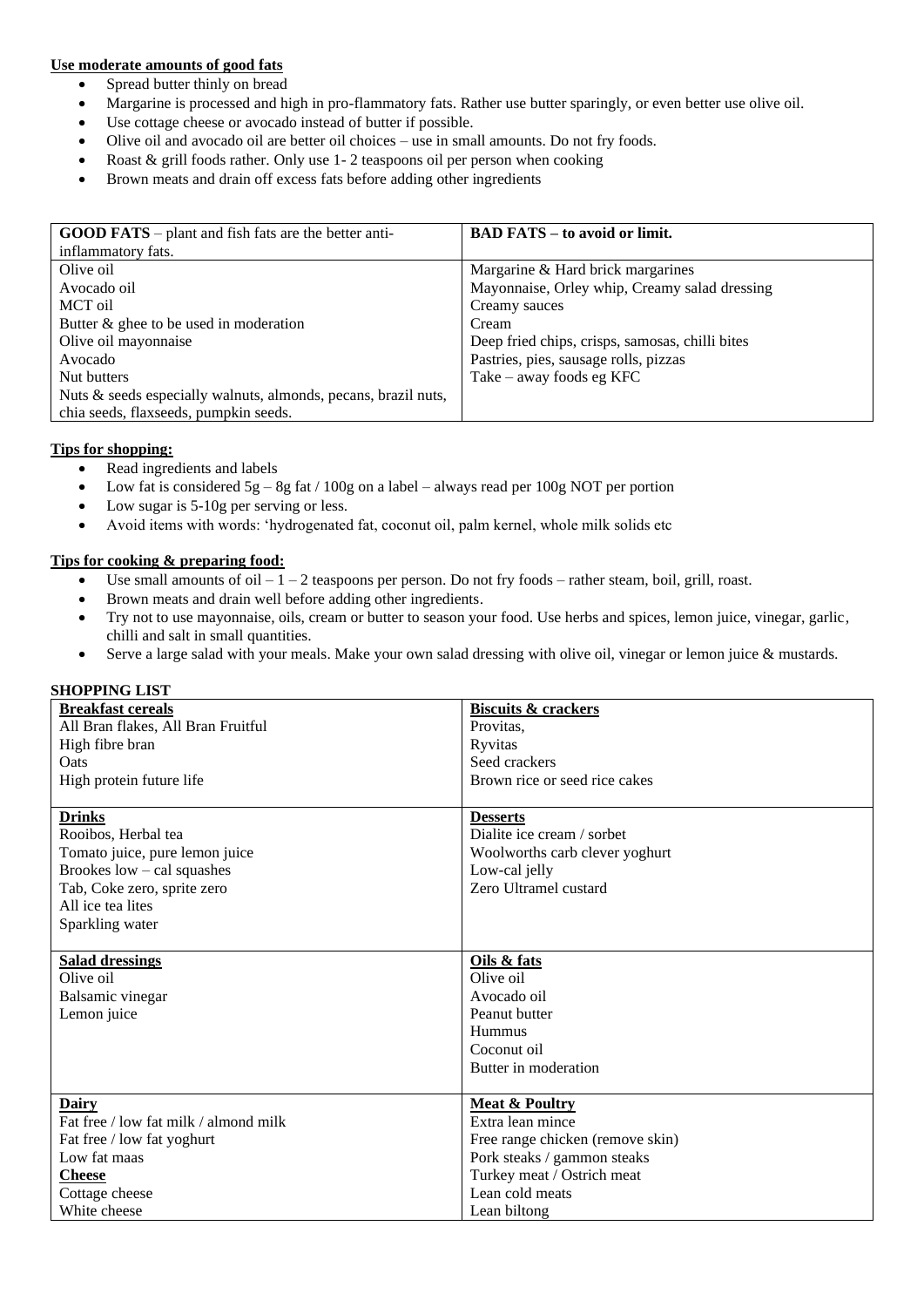**Use moderate amounts of good fats**

- Spread butter thinly on bread
- Margarine is processed and high in pro-flammatory fats. Rather use butter sparingly, or even better use olive oil.
- Use cottage cheese or avocado instead of butter if possible.
- Olive oil and avocado oil are better oil choices – use in small amounts. Do not fry foods.
- Roast & grill foods rather. Only use 1- 2 teaspoons oil per person when cooking
- Brown meats and drain off excess fats before adding other ingredients

| **GOOD FATS** – plant and fish fats are the better anti-inflammatory fats. | **BAD FATS – to avoid or limit.** |
|---|---|
| Olive oil<br>Avocado oil<br>MCT oil<br>Butter & ghee to be used in moderation<br>Olive oil mayonnaise<br>Avocado<br>Nut butters<br>Nuts & seeds especially walnuts, almonds, pecans, brazil nuts, chia seeds, flaxseeds, pumpkin seeds. | Margarine & Hard brick margarines<br>Mayonnaise, Orley whip, Creamy salad dressing<br>Creamy sauces<br>Cream<br>Deep fried chips, crisps, samosas, chilli bites<br>Pastries, pies, sausage rolls, pizzas<br>Take – away foods eg KFC |

**Tips for shopping:**

- Read ingredients and labels
- Low fat is considered 5g – 8g fat / 100g on a label – always read per 100g NOT per portion
- Low sugar is 5-10g per serving or less.
- Avoid items with words: 'hydrogenated fat, coconut oil, palm kernel, whole milk solids etc

**Tips for cooking & preparing food:**

- Use small amounts of oil – 1 – 2 teaspoons per person. Do not fry foods – rather steam, boil, grill, roast.
- Brown meats and drain well before adding other ingredients.
- Try not to use mayonnaise, oils, cream or butter to season your food. Use herbs and spices, lemon juice, vinegar, garlic, chilli and salt in small quantities.
- Serve a large salad with your meals. Make your own salad dressing with olive oil, vinegar or lemon juice & mustards.

**SHOPPING LIST**

| **Breakfast cereals** | **Biscuits & crackers** |
|---|---|
| All Bran flakes, All Bran Fruitful<br>High fibre bran<br>Oats<br>High protein future life | Provitas,<br>Ryvitas<br>Seed crackers<br>Brown rice or seed rice cakes |
| **Drinks**<br>Rooibos, Herbal tea<br>Tomato juice, pure lemon juice<br>Brookes low – cal squashes<br>Tab, Coke zero, sprite zero<br>All ice tea lites<br>Sparkling water | **Desserts**<br>Dialite ice cream / sorbet<br>Woolworths carb clever yoghurt<br>Low-cal jelly<br>Zero Ultramel custard |
| **Salad dressings**<br>Olive oil<br>Balsamic vinegar<br>Lemon juice | **Oils & fats**<br>Olive oil<br>Avocado oil<br>Peanut butter<br>Hummus<br>Coconut oil<br>Butter in moderation |
| **Dairy**<br>Fat free / low fat milk / almond milk<br>Fat free / low fat yoghurt<br>Low fat maas<br>**Cheese**<br>Cottage cheese<br>White cheese | **Meat & Poultry**<br>Extra lean mince<br>Free range chicken (remove skin)<br>Pork steaks / gammon steaks<br>Turkey meat / Ostrich meat<br>Lean cold meats<br>Lean biltong |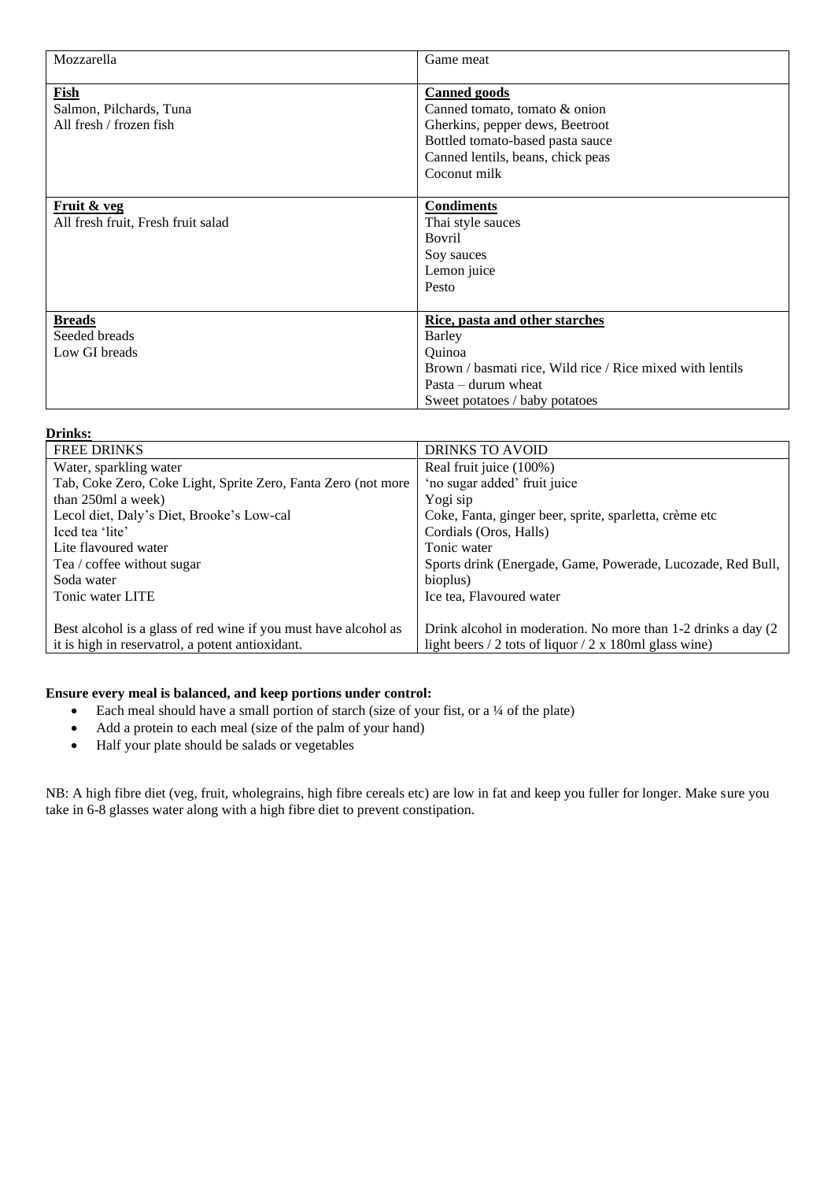| | |
|---|---|
| Mozzarella | Game meat |
| **Fish**<br>Salmon, Pilchards, Tuna<br>All fresh / frozen fish | **Canned goods**<br>Canned tomato, tomato & onion<br>Gherkins, pepper dews, Beetroot<br>Bottled tomato-based pasta sauce<br>Canned lentils, beans, chick peas<br>Coconut milk |
| **Fruit & veg**<br>All fresh fruit, Fresh fruit salad | **Condiments**<br>Thai style sauces<br>Bovril<br>Soy sauces<br>Lemon juice<br>Pesto |
| **Breads**<br>Seeded breads<br>Low GI breads | **Rice, pasta and other starches**<br>Barley<br>Quinoa<br>Brown / basmati rice, Wild rice / Rice mixed with lentils<br>Pasta – durum wheat<br>Sweet potatoes / baby potatoes |

**Drinks:**

| FREE DRINKS | DRINKS TO AVOID |
|---|---|
| Water, sparkling water<br>Tab, Coke Zero, Coke Light, Sprite Zero, Fanta Zero (not more than 250ml a week)<br>Lecol diet, Daly's Diet, Brooke's Low-cal<br>Iced tea 'lite'<br>Lite flavoured water<br>Tea / coffee without sugar<br>Soda water<br>Tonic water LITE | Real fruit juice (100%)<br>'no sugar added' fruit juice<br>Yogi sip<br>Coke, Fanta, ginger beer, sprite, sparletta, crème etc<br>Cordials (Oros, Halls)<br>Tonic water<br>Sports drink (Energade, Game, Powerade, Lucozade, Red Bull, bioplus)<br>Ice tea, Flavoured water |
| Best alcohol is a glass of red wine if you must have alcohol as it is high in reservatrol, a potent antioxidant. | Drink alcohol in moderation. No more than 1-2 drinks a day (2 light beers / 2 tots of liquor / 2 x 180ml glass wine) |

**Ensure every meal is balanced, and keep portions under control:**

- Each meal should have a small portion of starch (size of your fist, or a ¼ of the plate)
- Add a protein to each meal (size of the palm of your hand)
- Half your plate should be salads or vegetables

NB: A high fibre diet (veg, fruit, wholegrains, high fibre cereals etc) are low in fat and keep you fuller for longer. Make sure you take in 6-8 glasses water along with a high fibre diet to prevent constipation.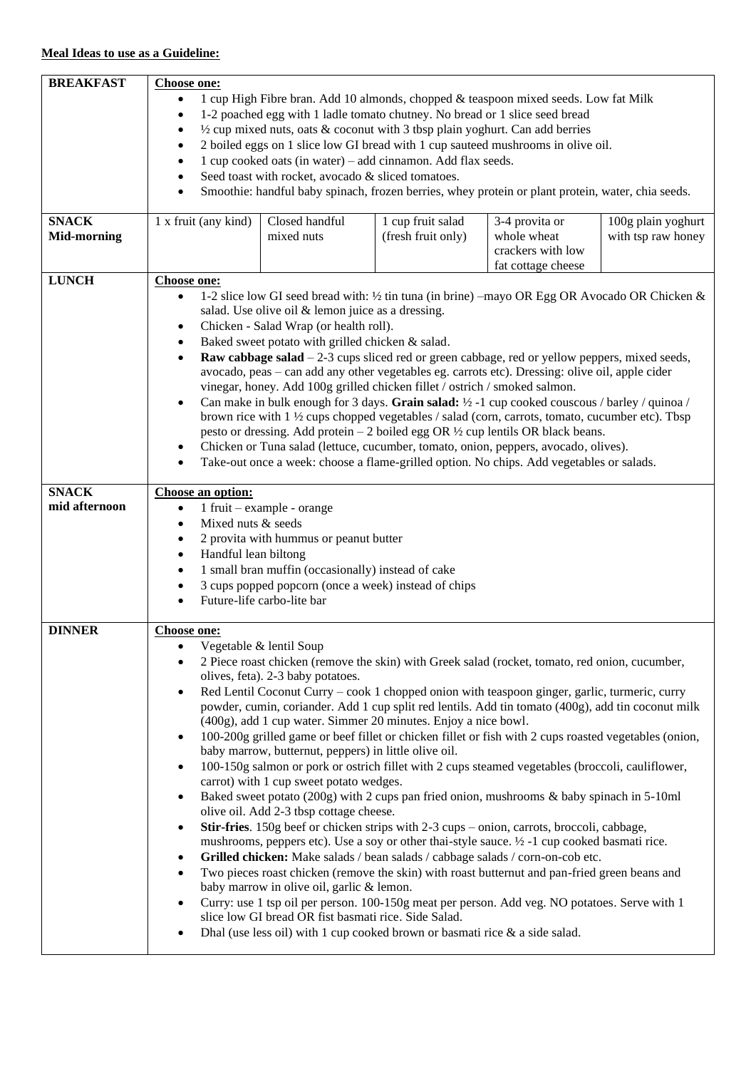**Meal Ideas to use as a Guideline:**

| | | | | | |
|---|---|---|---|---|---|
| **BREAKFAST** | **Choose one:**<br>• 1 cup High Fibre bran. Add 10 almonds, chopped & teaspoon mixed seeds. Low fat Milk<br>• 1-2 poached egg with 1 ladle tomato chutney. No bread or 1 slice seed bread<br>• ½ cup mixed nuts, oats & coconut with 3 tbsp plain yoghurt. Can add berries<br>• 2 boiled eggs on 1 slice low GI bread with 1 cup sauteed mushrooms in olive oil.<br>• 1 cup cooked oats (in water) – add cinnamon. Add flax seeds.<br>• Seed toast with rocket, avocado & sliced tomatoes.<br>• Smoothie: handful baby spinach, frozen berries, whey protein or plant protein, water, chia seeds. | | | | |
| **SNACK Mid-morning** | 1 x fruit (any kind) | Closed handful mixed nuts | 1 cup fruit salad (fresh fruit only) | 3-4 provita or whole wheat crackers with low fat cottage cheese | 100g plain yoghurt with tsp raw honey |
| **LUNCH** | **Choose one:**<br>• 1-2 slice low GI seed bread with: ½ tin tuna (in brine) –mayo OR Egg OR Avocado OR Chicken & salad. Use olive oil & lemon juice as a dressing.<br>• Chicken - Salad Wrap (or health roll).<br>• Baked sweet potato with grilled chicken & salad.<br>• **Raw cabbage salad** – 2-3 cups sliced red or green cabbage, red or yellow peppers, mixed seeds, avocado, peas – can add any other vegetables eg. carrots etc). Dressing: olive oil, apple cider vinegar, honey. Add 100g grilled chicken fillet / ostrich / smoked salmon.<br>• Can make in bulk enough for 3 days. **Grain salad:** ½ -1 cup cooked couscous / barley / quinoa / brown rice with 1 ½ cups chopped vegetables / salad (corn, carrots, tomato, cucumber etc). Tbsp pesto or dressing. Add protein – 2 boiled egg OR ½ cup lentils OR black beans.<br>• Chicken or Tuna salad (lettuce, cucumber, tomato, onion, peppers, avocado, olives).<br>• Take-out once a week: choose a flame-grilled option. No chips. Add vegetables or salads. | | | | |
| **SNACK mid afternoon** | **Choose an option:**<br>• 1 fruit – example - orange<br>• Mixed nuts & seeds<br>• 2 provita with hummus or peanut butter<br>• Handful lean biltong<br>• 1 small bran muffin (occasionally) instead of cake<br>• 3 cups popped popcorn (once a week) instead of chips<br>• Future-life carbo-lite bar | | | | |
| **DINNER** | **Choose one:**<br>• Vegetable & lentil Soup<br>• 2 Piece roast chicken (remove the skin) with Greek salad (rocket, tomato, red onion, cucumber, olives, feta). 2-3 baby potatoes.<br>• Red Lentil Coconut Curry – cook 1 chopped onion with teaspoon ginger, garlic, turmeric, curry powder, cumin, coriander. Add 1 cup split red lentils. Add tin tomato (400g), add tin coconut milk (400g), add 1 cup water. Simmer 20 minutes. Enjoy a nice bowl.<br>• 100-200g grilled game or beef fillet or chicken fillet or fish with 2 cups roasted vegetables (onion, baby marrow, butternut, peppers) in little olive oil.<br>• 100-150g salmon or pork or ostrich fillet with 2 cups steamed vegetables (broccoli, cauliflower, carrot) with 1 cup sweet potato wedges.<br>• Baked sweet potato (200g) with 2 cups pan fried onion, mushrooms & baby spinach in 5-10ml olive oil. Add 2-3 tbsp cottage cheese.<br>• **Stir-fries**. 150g beef or chicken strips with 2-3 cups – onion, carrots, broccoli, cabbage, mushrooms, peppers etc). Use a soy or other thai-style sauce. ½ -1 cup cooked basmati rice.<br>• **Grilled chicken:** Make salads / bean salads / cabbage salads / corn-on-cob etc.<br>• Two pieces roast chicken (remove the skin) with roast butternut and pan-fried green beans and baby marrow in olive oil, garlic & lemon.<br>• Curry: use 1 tsp oil per person. 100-150g meat per person. Add veg. NO potatoes. Serve with 1 slice low GI bread OR fist basmati rice. Side Salad.<br>• Dhal (use less oil) with 1 cup cooked brown or basmati rice & a side salad. | | | | |